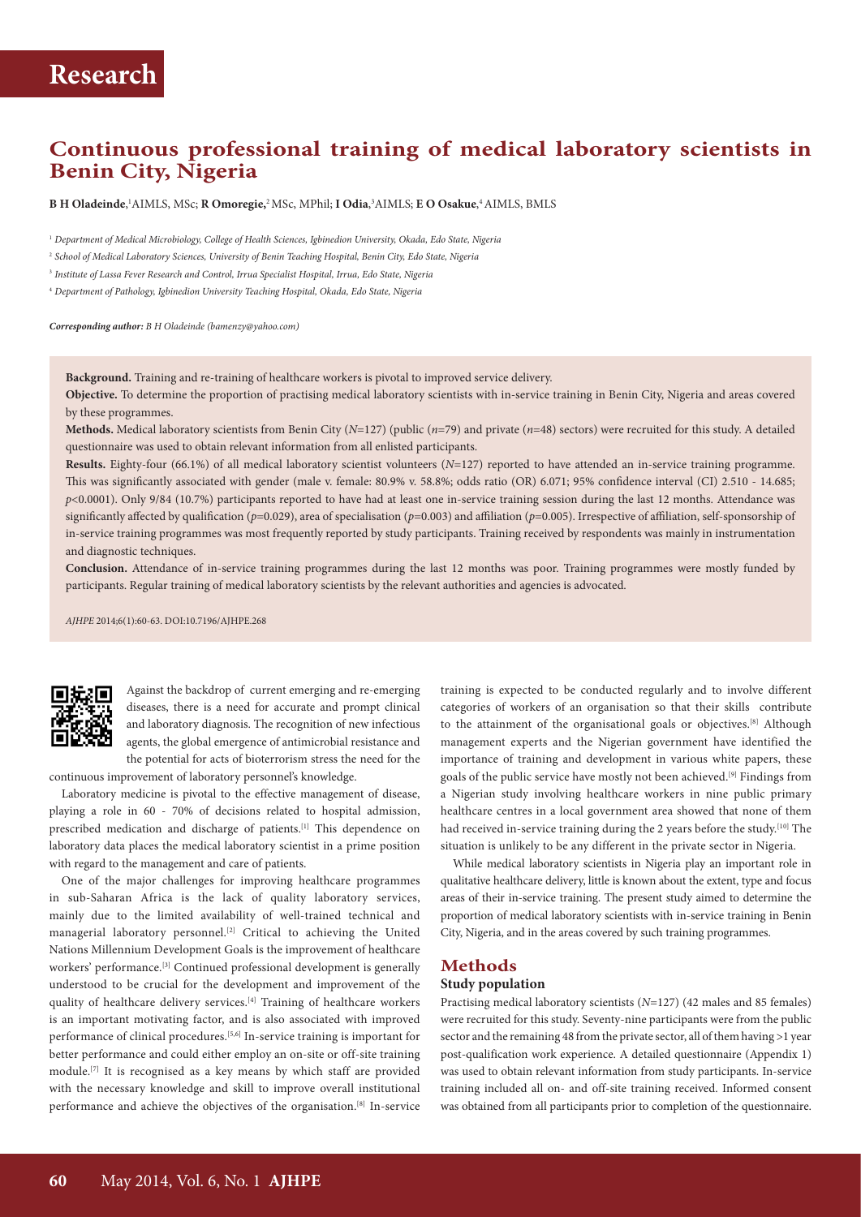# Research

## Continuous professional training of medical laboratory scientists in Benin City, Nigeria

**B H Oladeinde**,[1] AIMLS, MSc; **R Omoregie**,[2] MSc, MPhil; **I Odia**,[3] AIMLS; **E O Osakue**,[4] AIMLS, BMLS

[1] *Department of Medical Microbiology, College of Health Sciences, Igbinedion University, Okada, Edo State, Nigeria*

[2] *School of Medical Laboratory Sciences, University of Benin Teaching Hospital, Benin City, Edo State, Nigeria*

[3] *Institute of Lassa Fever Research and Control, Irrua Specialist Hospital, Irrua, Edo State, Nigeria*

[4] *Department of Pathology, Igbinedion University Teaching Hospital, Okada, Edo State, Nigeria*

***Corresponding author:** B H Oladeinde (bamenzy@yahoo.com)*

**Background.** Training and re-training of healthcare workers is pivotal to improved service delivery.

**Objective.** To determine the proportion of practising medical laboratory scientists with in-service training in Benin City, Nigeria and areas covered by these programmes.

**Methods.** Medical laboratory scientists from Benin City (*N*=127) (public (*n*=79) and private (*n*=48) sectors) were recruited for this study. A detailed questionnaire was used to obtain relevant information from all enlisted participants.

**Results.** Eighty-four (66.1%) of all medical laboratory scientist volunteers (*N*=127) reported to have attended an in-service training programme. This was significantly associated with gender (male v. female: 80.9% v. 58.8%; odds ratio (OR) 6.071; 95% confidence interval (CI) 2.510 - 14.685; *p*<0.0001). Only 9/84 (10.7%) participants reported to have had at least one in-service training session during the last 12 months. Attendance was significantly affected by qualification (*p*=0.029), area of specialisation (*p*=0.003) and affiliation (*p*=0.005). Irrespective of affiliation, self-sponsorship of in-service training programmes was most frequently reported by study participants. Training received by respondents was mainly in instrumentation and diagnostic techniques.

**Conclusion.** Attendance of in-service training programmes during the last 12 months was poor. Training programmes were mostly funded by participants. Regular training of medical laboratory scientists by the relevant authorities and agencies is advocated.

*AJHPE* 2014;6(1):60-63. DOI:10.7196/AJHPE.268

Against the backdrop of current emerging and re-emerging diseases, there is a need for accurate and prompt clinical and laboratory diagnosis. The recognition of new infectious agents, the global emergence of antimicrobial resistance and the potential for acts of bioterrorism stress the need for the continuous improvement of laboratory personnel's knowledge.

Laboratory medicine is pivotal to the effective management of disease, playing a role in 60 - 70% of decisions related to hospital admission, prescribed medication and discharge of patients.[1] This dependence on laboratory data places the medical laboratory scientist in a prime position with regard to the management and care of patients.

One of the major challenges for improving healthcare programmes in sub-Saharan Africa is the lack of quality laboratory services, mainly due to the limited availability of well-trained technical and managerial laboratory personnel.[2] Critical to achieving the United Nations Millennium Development Goals is the improvement of healthcare workers' performance.[3] Continued professional development is generally understood to be crucial for the development and improvement of the quality of healthcare delivery services.[4] Training of healthcare workers is an important motivating factor, and is also associated with improved performance of clinical procedures.[5,6] In-service training is important for better performance and could either employ an on-site or off-site training module.[7] It is recognised as a key means by which staff are provided with the necessary knowledge and skill to improve overall institutional performance and achieve the objectives of the organisation.[8] In-service training is expected to be conducted regularly and to involve different categories of workers of an organisation so that their skills contribute to the attainment of the organisational goals or objectives.[8] Although management experts and the Nigerian government have identified the importance of training and development in various white papers, these goals of the public service have mostly not been achieved.[9] Findings from a Nigerian study involving healthcare workers in nine public primary healthcare centres in a local government area showed that none of them had received in-service training during the 2 years before the study.[10] The situation is unlikely to be any different in the private sector in Nigeria.

While medical laboratory scientists in Nigeria play an important role in qualitative healthcare delivery, little is known about the extent, type and focus areas of their in-service training. The present study aimed to determine the proportion of medical laboratory scientists with in-service training in Benin City, Nigeria, and in the areas covered by such training programmes.

## Methods

### Study population

Practising medical laboratory scientists (*N*=127) (42 males and 85 females) were recruited for this study. Seventy-nine participants were from the public sector and the remaining 48 from the private sector, all of them having >1 year post-qualification work experience. A detailed questionnaire (Appendix 1) was used to obtain relevant information from study participants. In-service training included all on- and off-site training received. Informed consent was obtained from all participants prior to completion of the questionnaire.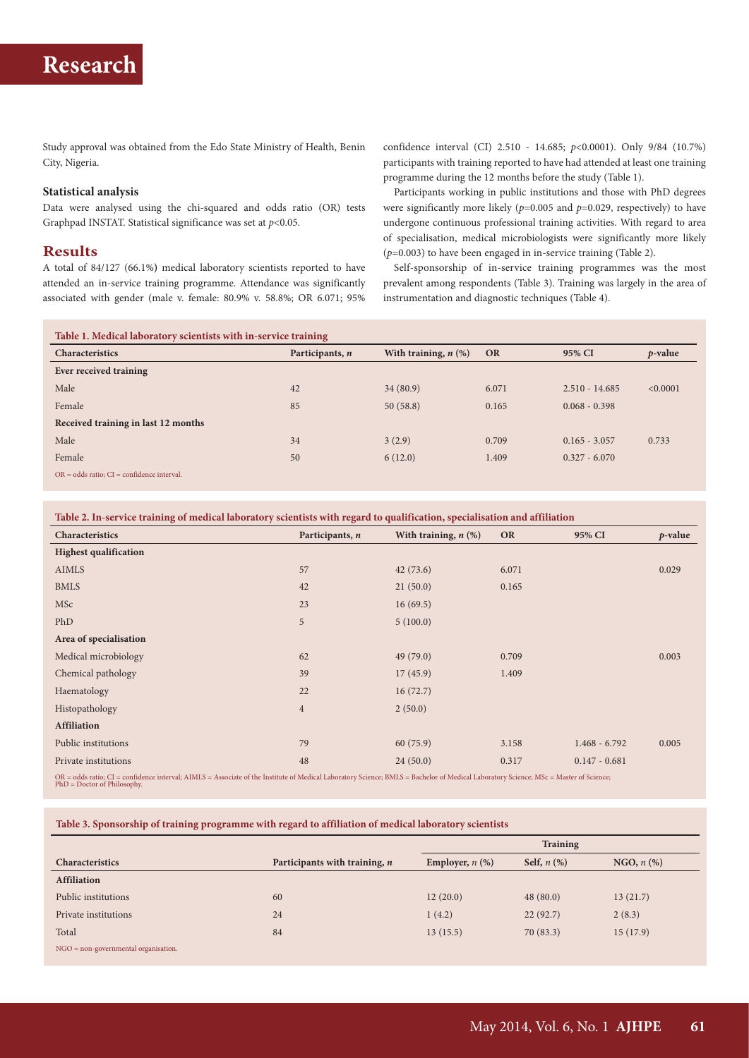Study approval was obtained from the Edo State Ministry of Health, Benin City, Nigeria.

### Statistical analysis

Data were analysed using the chi-squared and odds ratio (OR) tests Graphpad INSTAT. Statistical significance was set at $p<0.05$.

## Results

A total of 84/127 (66.1%) medical laboratory scientists reported to have attended an in-service training programme. Attendance was significantly associated with gender (male v. female: 80.9% v. 58.8%; OR 6.071; 95% confidence interval (CI) 2.510 - 14.685; $p<0.0001$). Only 9/84 (10.7%) participants with training reported to have had attended at least one training programme during the 12 months before the study (Table 1).

Participants working in public institutions and those with PhD degrees were significantly more likely ($p=0.005$ and $p=0.029$, respectively) to have undergone continuous professional training activities. With regard to area of specialisation, medical microbiologists were significantly more likely ($p=0.003$) to have been engaged in in-service training (Table 2).

Self-sponsorship of in-service training programmes was the most prevalent among respondents (Table 3). Training was largely in the area of instrumentation and diagnostic techniques (Table 4).

**Table 1. Medical laboratory scientists with in-service training**

| Characteristics | Participants, *n* | With training, *n* (%) | OR | 95% CI | *p*-value |
|---|---|---|---|---|---|
| **Ever received training** | | | | | |
| Male | 42 | 34 (80.9) | 6.071 | 2.510 - 14.685 | <0.0001 |
| Female | 85 | 50 (58.8) | 0.165 | 0.068 - 0.398 | |
| **Received training in last 12 months** | | | | | |
| Male | 34 | 3 (2.9) | 0.709 | 0.165 - 3.057 | 0.733 |
| Female | 50 | 6 (12.0) | 1.409 | 0.327 - 6.070 | |

OR = odds ratio; CI = confidence interval.

**Table 2. In-service training of medical laboratory scientists with regard to qualification, specialisation and affiliation**

| Characteristics | Participants, *n* | With training, *n* (%) | OR | 95% CI | *p*-value |
|---|---|---|---|---|---|
| **Highest qualification** | | | | | |
| AIMLS | 57 | 42 (73.6) | 6.071 | | 0.029 |
| BMLS | 42 | 21 (50.0) | 0.165 | | |
| MSc | 23 | 16 (69.5) | | | |
| PhD | 5 | 5 (100.0) | | | |
| **Area of specialisation** | | | | | |
| Medical microbiology | 62 | 49 (79.0) | 0.709 | | 0.003 |
| Chemical pathology | 39 | 17 (45.9) | 1.409 | | |
| Haematology | 22 | 16 (72.7) | | | |
| Histopathology | 4 | 2 (50.0) | | | |
| **Affiliation** | | | | | |
| Public institutions | 79 | 60 (75.9) | 3.158 | 1.468 - 6.792 | 0.005 |
| Private institutions | 48 | 24 (50.0) | 0.317 | 0.147 - 0.681 | |

OR = odds ratio; CI = confidence interval; AIMLS = Associate of the Institute of Medical Laboratory Science; BMLS = Bachelor of Medical Laboratory Science; MSc = Master of Science; PhD = Doctor of Philosophy.

**Table 3. Sponsorship of training programme with regard to affiliation of medical laboratory scientists**

| | | Training | | |
|---|---|---|---|---|
| **Characteristics** | **Participants with training, *n*** | **Employer, *n* (%)** | **Self, *n* (%)** | **NGO, *n* (%)** |
| **Affiliation** | | | | |
| Public institutions | 60 | 12 (20.0) | 48 (80.0) | 13 (21.7) |
| Private institutions | 24 | 1 (4.2) | 22 (92.7) | 2 (8.3) |
| Total | 84 | 13 (15.5) | 70 (83.3) | 15 (17.9) |

NGO = non-governmental organisation.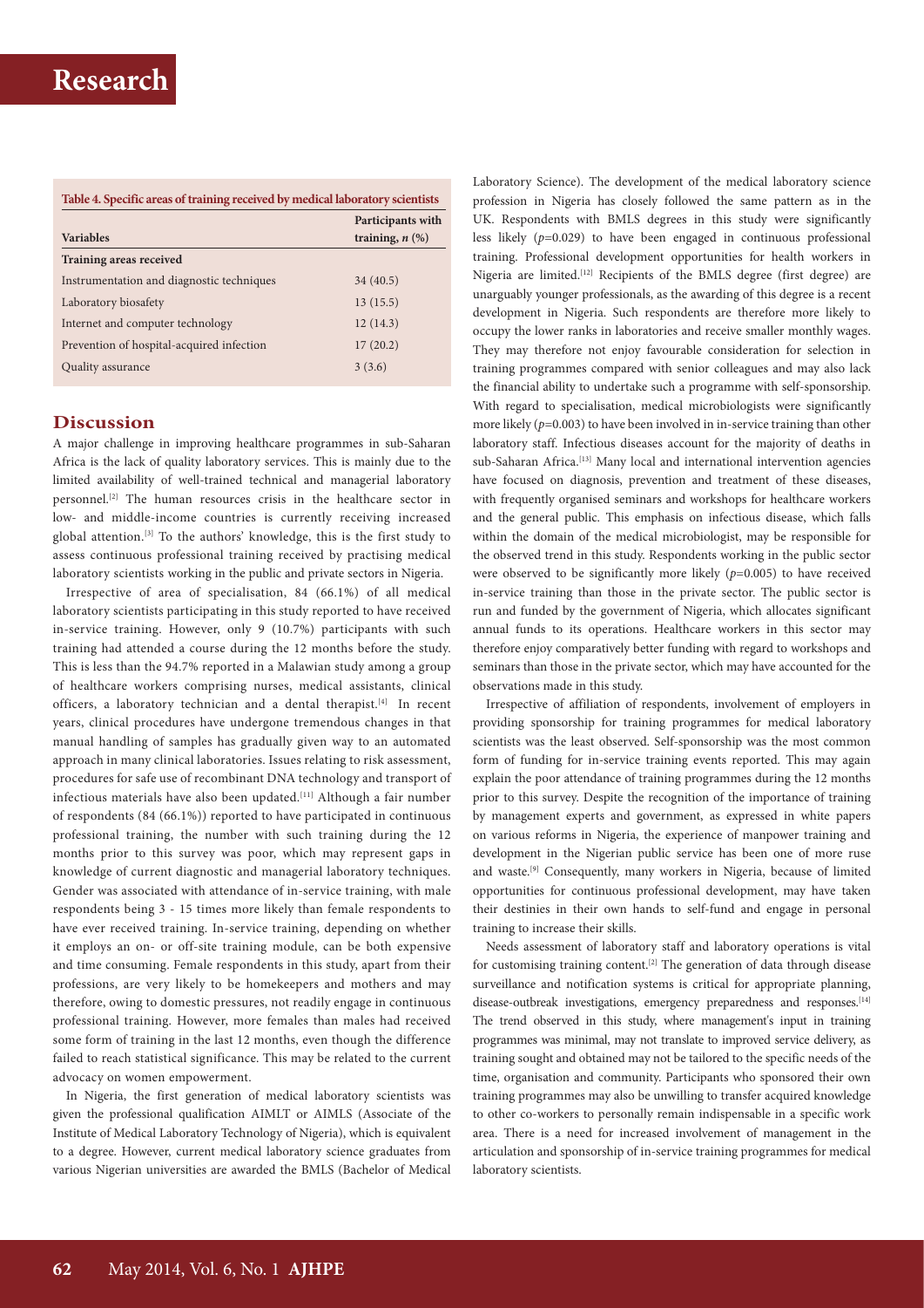**Table 4. Specific areas of training received by medical laboratory scientists**

| Variables | Participants with training, *n* (%) |
|---|---|
| **Training areas received** | |
| Instrumentation and diagnostic techniques | 34 (40.5) |
| Laboratory biosafety | 13 (15.5) |
| Internet and computer technology | 12 (14.3) |
| Prevention of hospital-acquired infection | 17 (20.2) |
| Quality assurance | 3 (3.6) |

## Discussion

A major challenge in improving healthcare programmes in sub-Saharan Africa is the lack of quality laboratory services. This is mainly due to the limited availability of well-trained technical and managerial laboratory personnel.[2] The human resources crisis in the healthcare sector in low- and middle-income countries is currently receiving increased global attention.[3] To the authors' knowledge, this is the first study to assess continuous professional training received by practising medical laboratory scientists working in the public and private sectors in Nigeria.

Irrespective of area of specialisation, 84 (66.1%) of all medical laboratory scientists participating in this study reported to have received in-service training. However, only 9 (10.7%) participants with such training had attended a course during the 12 months before the study. This is less than the 94.7% reported in a Malawian study among a group of healthcare workers comprising nurses, medical assistants, clinical officers, a laboratory technician and a dental therapist.[4] In recent years, clinical procedures have undergone tremendous changes in that manual handling of samples has gradually given way to an automated approach in many clinical laboratories. Issues relating to risk assessment, procedures for safe use of recombinant DNA technology and transport of infectious materials have also been updated.[11] Although a fair number of respondents (84 (66.1%)) reported to have participated in continuous professional training, the number with such training during the 12 months prior to this survey was poor, which may represent gaps in knowledge of current diagnostic and managerial laboratory techniques. Gender was associated with attendance of in-service training, with male respondents being 3 - 15 times more likely than female respondents to have ever received training. In-service training, depending on whether it employs an on- or off-site training module, can be both expensive and time consuming. Female respondents in this study, apart from their professions, are very likely to be homekeepers and mothers and may therefore, owing to domestic pressures, not readily engage in continuous professional training. However, more females than males had received some form of training in the last 12 months, even though the difference failed to reach statistical significance. This may be related to the current advocacy on women empowerment.

In Nigeria, the first generation of medical laboratory scientists was given the professional qualification AIMLT or AIMLS (Associate of the Institute of Medical Laboratory Technology of Nigeria), which is equivalent to a degree. However, current medical laboratory science graduates from various Nigerian universities are awarded the BMLS (Bachelor of Medical Laboratory Science). The development of the medical laboratory science profession in Nigeria has closely followed the same pattern as in the UK. Respondents with BMLS degrees in this study were significantly less likely ($p$=0.029) to have been engaged in continuous professional training. Professional development opportunities for health workers in Nigeria are limited.[12] Recipients of the BMLS degree (first degree) are unarguably younger professionals, as the awarding of this degree is a recent development in Nigeria. Such respondents are therefore more likely to occupy the lower ranks in laboratories and receive smaller monthly wages. They may therefore not enjoy favourable consideration for selection in training programmes compared with senior colleagues and may also lack the financial ability to undertake such a programme with self-sponsorship. With regard to specialisation, medical microbiologists were significantly more likely ($p$=0.003) to have been involved in in-service training than other laboratory staff. Infectious diseases account for the majority of deaths in sub-Saharan Africa.[13] Many local and international intervention agencies have focused on diagnosis, prevention and treatment of these diseases, with frequently organised seminars and workshops for healthcare workers and the general public. This emphasis on infectious disease, which falls within the domain of the medical microbiologist, may be responsible for the observed trend in this study. Respondents working in the public sector were observed to be significantly more likely ($p$=0.005) to have received in-service training than those in the private sector. The public sector is run and funded by the government of Nigeria, which allocates significant annual funds to its operations. Healthcare workers in this sector may therefore enjoy comparatively better funding with regard to workshops and seminars than those in the private sector, which may have accounted for the observations made in this study.

Irrespective of affiliation of respondents, involvement of employers in providing sponsorship for training programmes for medical laboratory scientists was the least observed. Self-sponsorship was the most common form of funding for in-service training events reported. This may again explain the poor attendance of training programmes during the 12 months prior to this survey. Despite the recognition of the importance of training by management experts and government, as expressed in white papers on various reforms in Nigeria, the experience of manpower training and development in the Nigerian public service has been one of more ruse and waste.[9] Consequently, many workers in Nigeria, because of limited opportunities for continuous professional development, may have taken their destinies in their own hands to self-fund and engage in personal training to increase their skills.

Needs assessment of laboratory staff and laboratory operations is vital for customising training content.[2] The generation of data through disease surveillance and notification systems is critical for appropriate planning, disease-outbreak investigations, emergency preparedness and responses.[14] The trend observed in this study, where management's input in training programmes was minimal, may not translate to improved service delivery, as training sought and obtained may not be tailored to the specific needs of the time, organisation and community. Participants who sponsored their own training programmes may also be unwilling to transfer acquired knowledge to other co-workers to personally remain indispensable in a specific work area. There is a need for increased involvement of management in the articulation and sponsorship of in-service training programmes for medical laboratory scientists.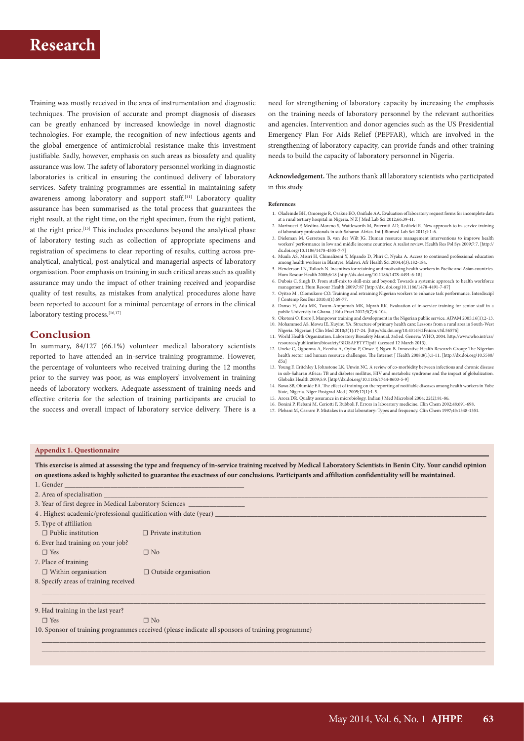Training was mostly received in the area of instrumentation and diagnostic techniques. The provision of accurate and prompt diagnosis of diseases can be greatly enhanced by increased knowledge in novel diagnostic technologies. For example, the recognition of new infectious agents and the global emergence of antimicrobial resistance make this investment justifiable. Sadly, however, emphasis on such areas as biosafety and quality assurance was low. The safety of laboratory personnel working in diagnostic laboratories is critical in ensuring the continued delivery of laboratory services. Safety training programmes are essential in maintaining safety awareness among laboratory and support staff.[11] Laboratory quality assurance has been summarised as the total process that guarantees the right result, at the right time, on the right specimen, from the right patient, at the right price.[15] This includes procedures beyond the analytical phase of laboratory testing such as collection of appropriate specimens and registration of specimens to clear reporting of results, cutting across pre-analytical, analytical, post-analytical and managerial aspects of laboratory organisation. Poor emphasis on training in such critical areas such as quality assurance may undo the impact of other training received and jeopardise quality of test results, as mistakes from analytical procedures alone have been reported to account for a minimal percentage of errors in the clinical laboratory testing process.[16,17]

## Conclusion

In summary, 84/127 (66.1%) volunteer medical laboratory scientists reported to have attended an in-service training programme. However, the percentage of volunteers who received training during the 12 months prior to the survey was poor, as was employers' involvement in training needs of laboratory workers. Adequate assessment of training needs and effective criteria for the selection of training participants are crucial to the success and overall impact of laboratory service delivery. There is a need for strengthening of laboratory capacity by increasing the emphasis on the training needs of laboratory personnel by the relevant authorities and agencies. Intervention and donor agencies such as the US Presidential Emergency Plan For Aids Relief (PEPFAR), which are involved in the strengthening of laboratory capacity, can provide funds and other training needs to build the capacity of laboratory personnel in Nigeria.

**Acknowledgement.** The authors thank all laboratory scientists who participated in this study.

#### References

1. Oladeinde BH, Omoregie R, Osakue EO, Onifade AA. Evaluation of laboratory request forms for incomplete data at a rural tertiary hospital in Nigeria. N Z J Med Lab Sci 2012;66:39-41.
2. Marinucci F, Medina-Moreno S, Wattleworth M, Paterniti AD, Redfield R. New approach to in-service training of laboratory professionals in sub-Saharan Africa. Int J Biomed Lab Sci 2011;1:1-6.
3. Dieleman M, Gerretsen B, van der Wilt JG. Human resource management interventions to improve health workers' performance in low and middle income countries: A realist review. Health Res Pol Sys 2009;7:7. [http://dx.doi.org/10.1186/1478-4505-7-7]
4. Muula AS, Misiri H, Chimalizeni Y, Mpando D, Phiri C, Nyaka A. Access to continued professional education among health workers in Blantyre, Malawi. Afr Health Sci 2004;4(3):182-184.
5. Henderson LN, Tulloch N. Incentives for retaining and motivating health workers in Pacific and Asian countries. Hum Resour Health 2008;6:18 [http://dx.doi.org/10.1186/1478-4491-6-18]
6. Dubois C, Singh D. From staff-mix to skill-mix and beyond: Towards a systemic approach to health workforce management. Hum Resour Health 2009;7:87 [http://dx. doi.org/10.1186/1478-4491-7-87]
7. Oyitso M , Olomukoro CO. Training and retraining Nigerian workers to enhance task performance. Interdiscipl J Contemp Res Bus 2010;4(1):69-77.
8. Danso H, Adu MK, Twum-Ampomah MK, Mprah RK. Evaluation of in-service training for senior staff in a public University in Ghana. J Edu Pract 2012;3(7):6-104.
9. Okotoni O, Erero J. Manpower training and development in the Nigerian public service. AJPAM 2005;16(1):2-13.
10. Mohammed AS, Idowu IE, Kuyinu YA. Structure of primary health care: Lessons from a rural area in South-West Nigeria. Nigerian J Clin Med 2010;3(1):17-24. [http://dx.doi.org/10.4314%2Fnicm.v3il.56576]
11. World Health Organization. Laboratory Biosafety Manual. 3rd ed. Geneva: WHO, 2004. http://www.who.int/csr/resources/publication/biosafety/BIOSAFETY7/pdf (acessed 12 March 2013).
12. Uneke C, Ogbonna A, Ezeoha A, Oyibo P, Onwe F, Ngwu B. Innovative Health Research Group: The Nigerian health sector and human resource challenges. The Internet J Health 2008;8(1):1-11. [http://dx.doi.org/10.5580/d5a]
13. Young F, Critchley J, Johnstone LK, Unwin NC. A review of co-morbidity between infectious and chronic disease in sub-Saharan Africa: TB and diabetes mellitus, HIV and metabolic syndrome and the impact of globalization. Globaliz Health 2009;5:9. [http//dx.doi.org/10.1186/1744-8603-5-9]
14. Bawa SB, Olumide EA. The effect of training on the reporting of notifiable diseases among health workers in Yobe State, Nigeria. Niger Postgrad Med J 2005;12(1):1-5.
15. Arora DR. Quality assurance in microbiology. Indian J Med Microbiol 2004; 22(2):81-86.
16. Bonini P, Plebani M, Ceriotti F, Rubboli F. Errors in laboratory medicine. Clin Chem 2002;48:691-698.
17. Plebani M, Carraro P. Mistakes in a stat laboratory: Types and frequency. Clin Chem 1997;43:1348-1351.

#### Appendix 1. Questionnaire

**This exercise is aimed at assessing the type and frequency of in-service training received by Medical Laboratory Scientists in Benin City. Your candid opinion on questions asked is highly solicited to guarantee the exactness of our conclusions. Participants and affiliation confidentiality will be maintained.**

1. Gender ____________________

2. Area of specialisation ____________________

3. Year of first degree in Medical Laboratory Sciences ____________________

4. Highest academic/professional qualification with date (year) ____________________

5. Type of affiliation

   ☐ Public institution ☐ Private institution

6. Ever had training on your job?

   ☐ Yes ☐ No

7. Place of training

   ☐ Within organisation ☐ Outside organisation

8. Specify areas of training received

   ____________________

   ____________________

9. Had training in the last year?

   ☐ Yes ☐ No

10. Sponsor of training programmes received (please indicate all sponsors of training programme)

    ____________________

    ____________________